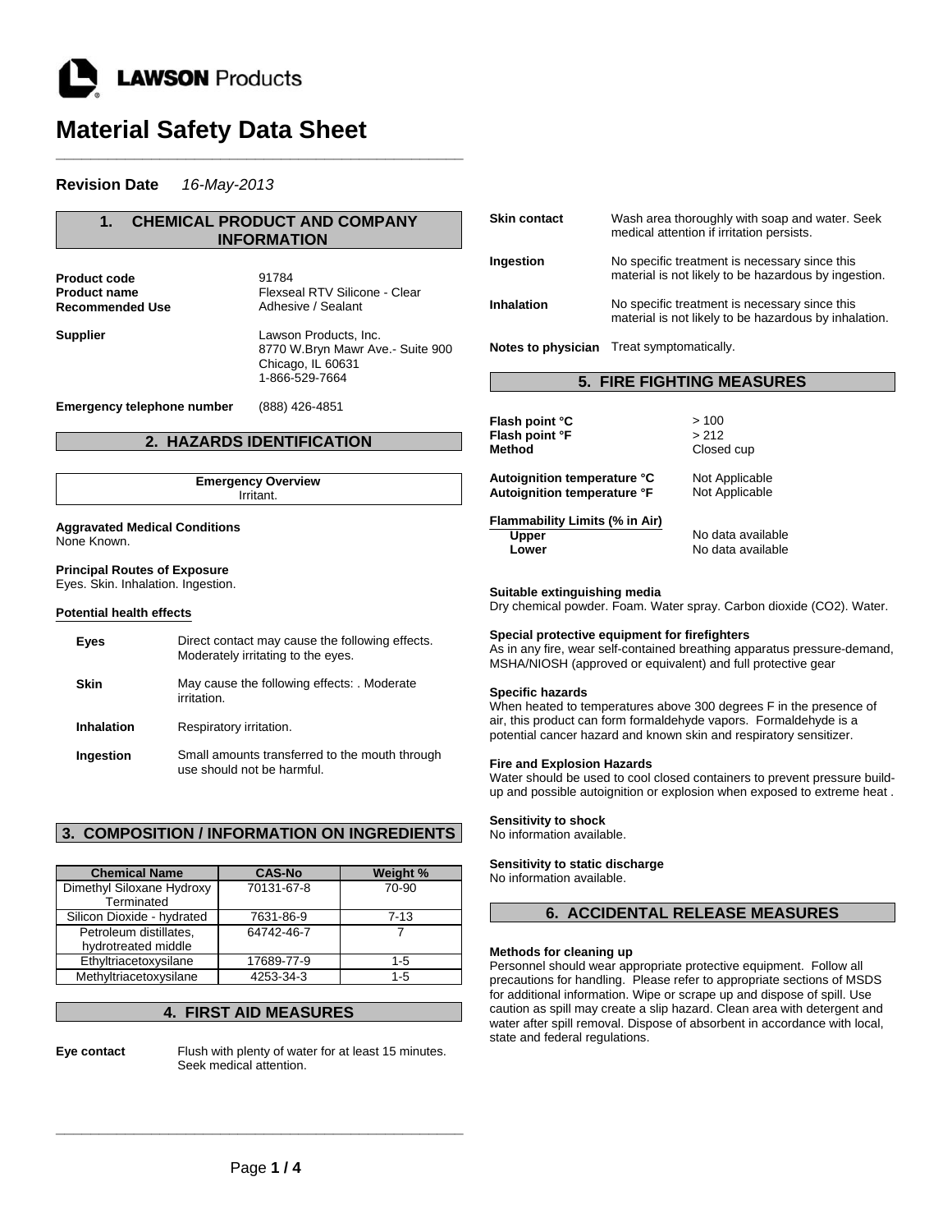LAWSON Products

# Material Safety Data Sheet

**Revision Date** *16-May-2013*

## 1. CHEMICAL PRODUCT AND COMPANY INFORMATION

**Product code** 91784
**Product name** Flexseal RTV Silicone - Clear
**Recommended Use** Adhesive / Sealant

**Supplier** Lawson Products, Inc.
8770 W.Bryn Mawr Ave.- Suite 900
Chicago, IL 60631
1-866-529-7664

**Emergency telephone number** (888) 426-4851

## 2. HAZARDS IDENTIFICATION

**Emergency Overview**
Irritant.

**Aggravated Medical Conditions**
None Known.

**Principal Routes of Exposure**
Eyes. Skin. Inhalation. Ingestion.

**Potential health effects**

| | |
|---|---|
| **Eyes** | Direct contact may cause the following effects. Moderately irritating to the eyes. |
| **Skin** | May cause the following effects: . Moderate irritation. |
| **Inhalation** | Respiratory irritation. |
| **Ingestion** | Small amounts transferred to the mouth through use should not be harmful. |

## 3. COMPOSITION / INFORMATION ON INGREDIENTS

| Chemical Name | CAS-No | Weight % |
|---|---|---|
| Dimethyl Siloxane Hydroxy Terminated | 70131-67-8 | 70-90 |
| Silicon Dioxide - hydrated | 7631-86-9 | 7-13 |
| Petroleum distillates, hydrotreated middle | 64742-46-7 | 7 |
| Ethyltriacetoxysilane | 17689-77-9 | 1-5 |
| Methyltriacetoxysilane | 4253-34-3 | 1-5 |

## 4. FIRST AID MEASURES

| | |
|---|---|
| **Eye contact** | Flush with plenty of water for at least 15 minutes. Seek medical attention. |
| **Skin contact** | Wash area thoroughly with soap and water. Seek medical attention if irritation persists. |
| **Ingestion** | No specific treatment is necessary since this material is not likely to be hazardous by ingestion. |
| **Inhalation** | No specific treatment is necessary since this material is not likely to be hazardous by inhalation. |
| **Notes to physician** | Treat symptomatically. |

## 5. FIRE FIGHTING MEASURES

**Flash point °C** > 100
**Flash point °F** > 212
**Method** Closed cup

**Autoignition temperature °C** Not Applicable
**Autoignition temperature °F** Not Applicable

**Flammability Limits (% in Air)**
**Upper** No data available
**Lower** No data available

**Suitable extinguishing media**
Dry chemical powder. Foam. Water spray. Carbon dioxide ($CO_2$). Water.

**Special protective equipment for firefighters**
As in any fire, wear self-contained breathing apparatus pressure-demand, MSHA/NIOSH (approved or equivalent) and full protective gear

**Specific hazards**
When heated to temperatures above 300 degrees F in the presence of air, this product can form formaldehyde vapors. Formaldehyde is a potential cancer hazard and known skin and respiratory sensitizer.

**Fire and Explosion Hazards**
Water should be used to cool closed containers to prevent pressure build-up and possible autoignition or explosion when exposed to extreme heat .

**Sensitivity to shock**
No information available.

**Sensitivity to static discharge**
No information available.

## 6. ACCIDENTAL RELEASE MEASURES

**Methods for cleaning up**
Personnel should wear appropriate protective equipment. Follow all precautions for handling. Please refer to appropriate sections of MSDS for additional information. Wipe or scrape up and dispose of spill. Use caution as spill may create a slip hazard. Clean area with detergent and water after spill removal. Dispose of absorbent in accordance with local, state and federal regulations.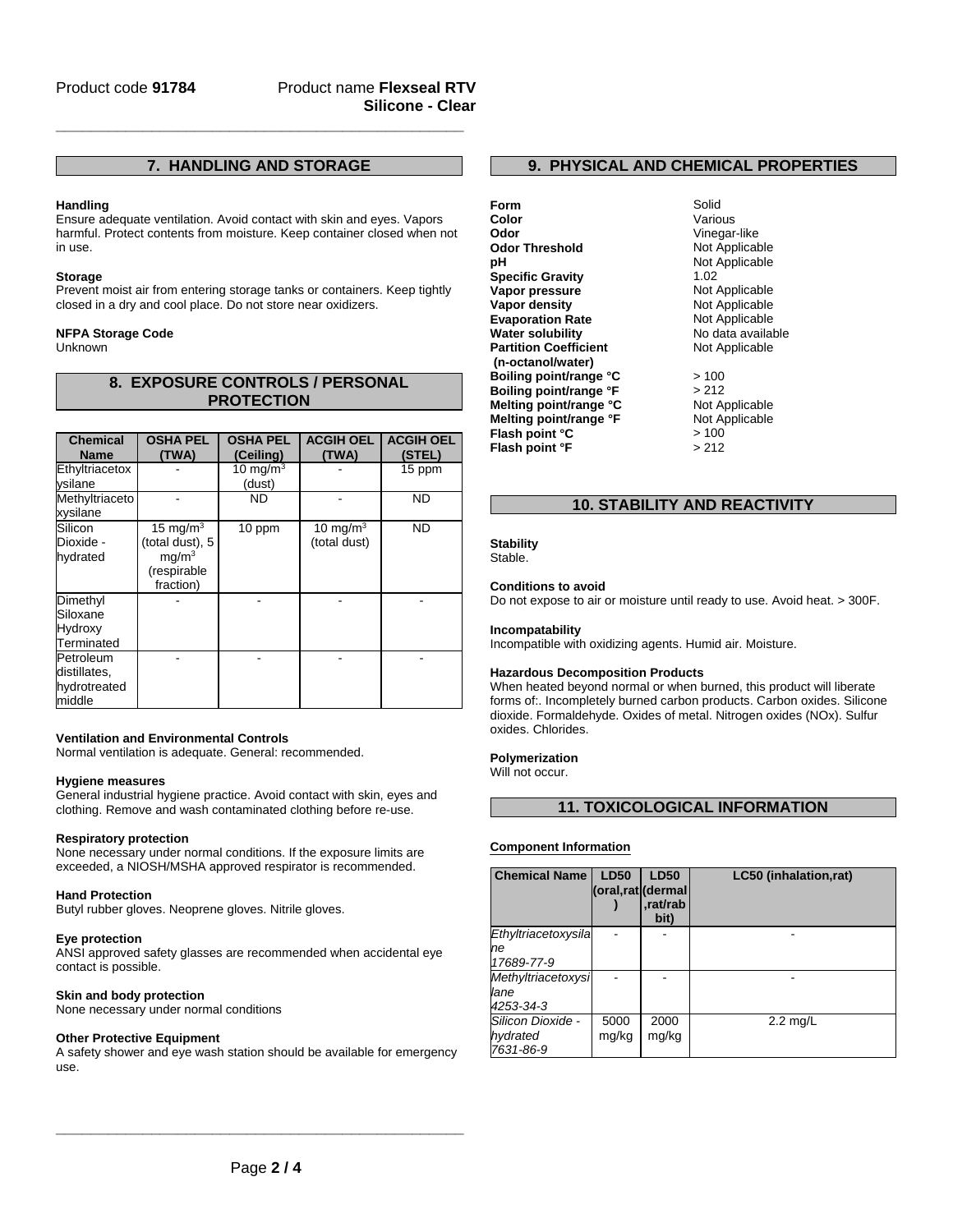Product code **91784** Product name **Flexseal RTV Silicone - Clear**

## 7. HANDLING AND STORAGE

**Handling**
Ensure adequate ventilation. Avoid contact with skin and eyes. Vapors harmful. Protect contents from moisture. Keep container closed when not in use.

**Storage**
Prevent moist air from entering storage tanks or containers. Keep tightly closed in a dry and cool place. Do not store near oxidizers.

**NFPA Storage Code**
Unknown

## 8. EXPOSURE CONTROLS / PERSONAL PROTECTION

| Chemical Name | OSHA PEL (TWA) | OSHA PEL (Ceiling) | ACGIH OEL (TWA) | ACGIH OEL (STEL) |
|---|---|---|---|---|
| Ethyltriacetoxysilane | - | 10 mg/m$^3$ (dust) | - | 15 ppm |
| Methyltriacetoxysilane | - | ND | - | ND |
| Silicon Dioxide - hydrated | 15 mg/m$^3$ (total dust), 5 mg/m$^3$ (respirable fraction) | 10 ppm | 10 mg/m$^3$ (total dust) | ND |
| Dimethyl Siloxane Hydroxy Terminated | - | - | - | - |
| Petroleum distillates, hydrotreated middle | - | - | - | - |

**Ventilation and Environmental Controls**
Normal ventilation is adequate. General: recommended.

**Hygiene measures**
General industrial hygiene practice. Avoid contact with skin, eyes and clothing. Remove and wash contaminated clothing before re-use.

**Respiratory protection**
None necessary under normal conditions. If the exposure limits are exceeded, a NIOSH/MSHA approved respirator is recommended.

**Hand Protection**
Butyl rubber gloves. Neoprene gloves. Nitrile gloves.

**Eye protection**
ANSI approved safety glasses are recommended when accidental eye contact is possible.

**Skin and body protection**
None necessary under normal conditions

**Other Protective Equipment**
A safety shower and eye wash station should be available for emergency use.

## 9. PHYSICAL AND CHEMICAL PROPERTIES

| | |
|---|---|
| **Form** | Solid |
| **Color** | Various |
| **Odor** | Vinegar-like |
| **Odor Threshold** | Not Applicable |
| **pH** | Not Applicable |
| **Specific Gravity** | 1.02 |
| **Vapor pressure** | Not Applicable |
| **Vapor density** | Not Applicable |
| **Evaporation Rate** | Not Applicable |
| **Water solubility** | No data available |
| **Partition Coefficient (n-octanol/water)** | Not Applicable |
| **Boiling point/range °C** | > 100 |
| **Boiling point/range °F** | > 212 |
| **Melting point/range °C** | Not Applicable |
| **Melting point/range °F** | Not Applicable |
| **Flash point °C** | > 100 |
| **Flash point °F** | > 212 |

## 10. STABILITY AND REACTIVITY

**Stability**
Stable.

**Conditions to avoid**
Do not expose to air or moisture until ready to use. Avoid heat. > 300F.

**Incompatability**
Incompatible with oxidizing agents. Humid air. Moisture.

**Hazardous Decomposition Products**
When heated beyond normal or when burned, this product will liberate forms of:. Incompletely burned carbon products. Carbon oxides. Silicone dioxide. Formaldehyde. Oxides of metal. Nitrogen oxides (NOx). Sulfur oxides. Chlorides.

**Polymerization**
Will not occur.

## 11. TOXICOLOGICAL INFORMATION

**Component Information**

| Chemical Name | LD50 (oral,rat) | LD50 (dermal,rat/rabbit) | LC50 (inhalation,rat) |
|---|---|---|---|
| *Ethyltriacetoxysilane 17689-77-9* | - | - | - |
| *Methyltriacetoxysilane 4253-34-3* | - | - | - |
| *Silicon Dioxide - hydrated 7631-86-9* | 5000 mg/kg | 2000 mg/kg | 2.2 mg/L |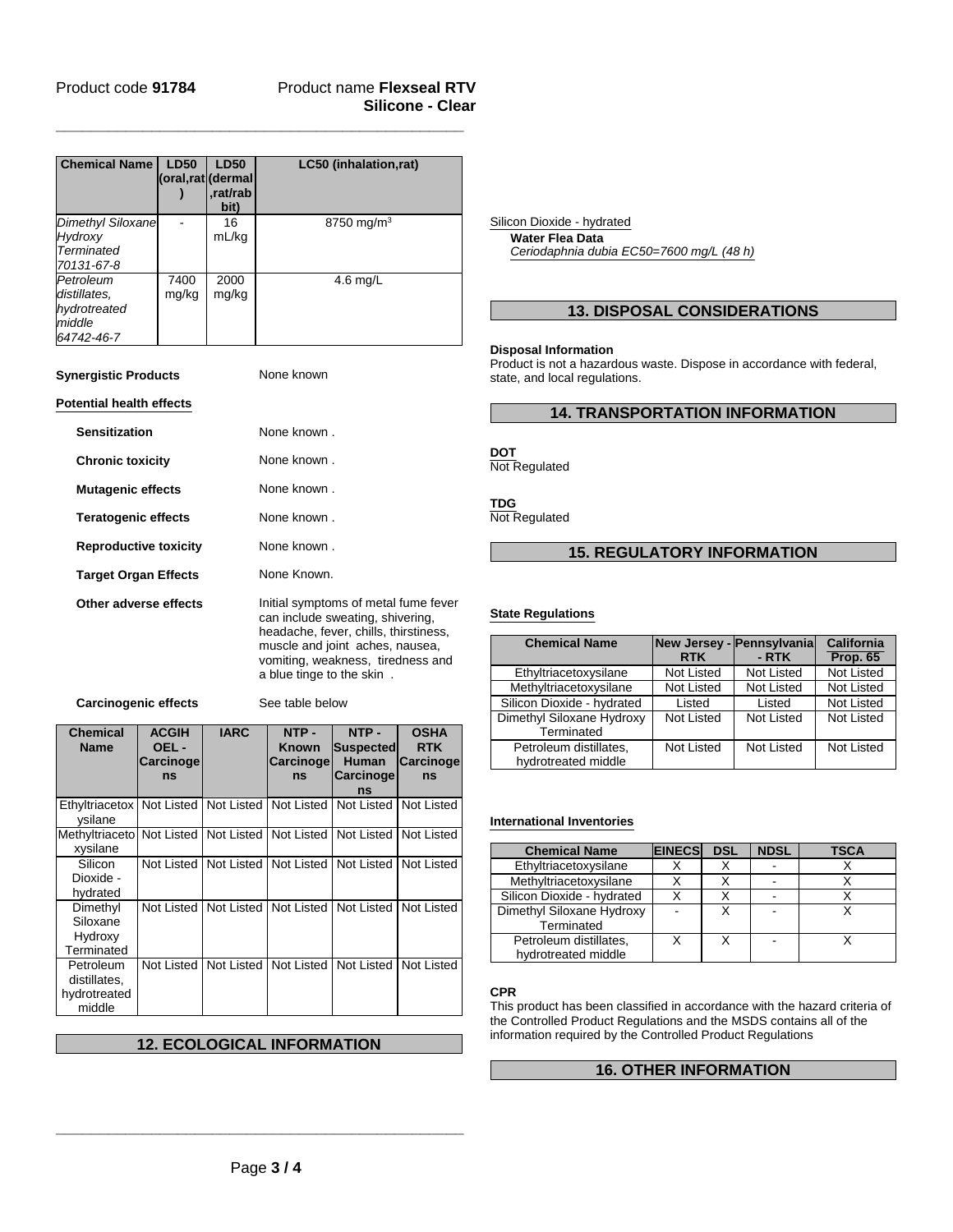| Chemical Name | LD50 (oral,rat) | LD50 (dermal,rat/rabbit) | LC50 (inhalation,rat) |
|---|---|---|---|
| *Dimethyl Siloxane Hydroxy Terminated 70131-67-8* | - | 16 mL/kg | 8750 mg/m³ |
| *Petroleum distillates, hydrotreated middle 64742-46-7* | 7400 mg/kg | 2000 mg/kg | 4.6 mg/L |

**Synergistic Products** None known

**Potential health effects**

**Sensitization** None known .

**Chronic toxicity** None known .

**Mutagenic effects** None known .

**Teratogenic effects** None known .

**Reproductive toxicity** None known .

**Target Organ Effects** None Known.

**Other adverse effects** Initial symptoms of metal fume fever can include sweating, shivering, headache, fever, chills, thirstiness, muscle and joint aches, nausea, vomiting, weakness, tiredness and a blue tinge to the skin .

**Carcinogenic effects** See table below

| Chemical Name | ACGIH OEL - Carcinogens | IARC | NTP - Known Carcinogens | NTP - Suspected Human Carcinogens | OSHA RTK Carcinogens |
|---|---|---|---|---|---|
| Ethyltriacetoxysilane | Not Listed | Not Listed | Not Listed | Not Listed | Not Listed |
| Methyltriacetoxysilane | Not Listed | Not Listed | Not Listed | Not Listed | Not Listed |
| Silicon Dioxide - hydrated | Not Listed | Not Listed | Not Listed | Not Listed | Not Listed |
| Dimethyl Siloxane Hydroxy Terminated | Not Listed | Not Listed | Not Listed | Not Listed | Not Listed |
| Petroleum distillates, hydrotreated middle | Not Listed | Not Listed | Not Listed | Not Listed | Not Listed |

## 12. ECOLOGICAL INFORMATION

Silicon Dioxide - hydrated

**Water Flea Data**

*Ceriodaphnia dubia EC50=7600 mg/L (48 h)*

## 13. DISPOSAL CONSIDERATIONS

**Disposal Information**

Product is not a hazardous waste. Dispose in accordance with federal, state, and local regulations.

## 14. TRANSPORTATION INFORMATION

**DOT**

Not Regulated

**TDG**

Not Regulated

## 15. REGULATORY INFORMATION

**State Regulations**

| Chemical Name | New Jersey - RTK | Pennsylvania - RTK | California Prop. 65 |
|---|---|---|---|
| Ethyltriacetoxysilane | Not Listed | Not Listed | Not Listed |
| Methyltriacetoxysilane | Not Listed | Not Listed | Not Listed |
| Silicon Dioxide - hydrated | Listed | Listed | Not Listed |
| Dimethyl Siloxane Hydroxy Terminated | Not Listed | Not Listed | Not Listed |
| Petroleum distillates, hydrotreated middle | Not Listed | Not Listed | Not Listed |

**International Inventories**

| Chemical Name | EINECS | DSL | NDSL | TSCA |
|---|---|---|---|---|
| Ethyltriacetoxysilane | X | X | - | X |
| Methyltriacetoxysilane | X | X | - | X |
| Silicon Dioxide - hydrated | X | X | - | X |
| Dimethyl Siloxane Hydroxy Terminated | - | X | - | X |
| Petroleum distillates, hydrotreated middle | X | X | - | X |

**CPR**

This product has been classified in accordance with the hazard criteria of the Controlled Product Regulations and the MSDS contains all of the information required by the Controlled Product Regulations

## 16. OTHER INFORMATION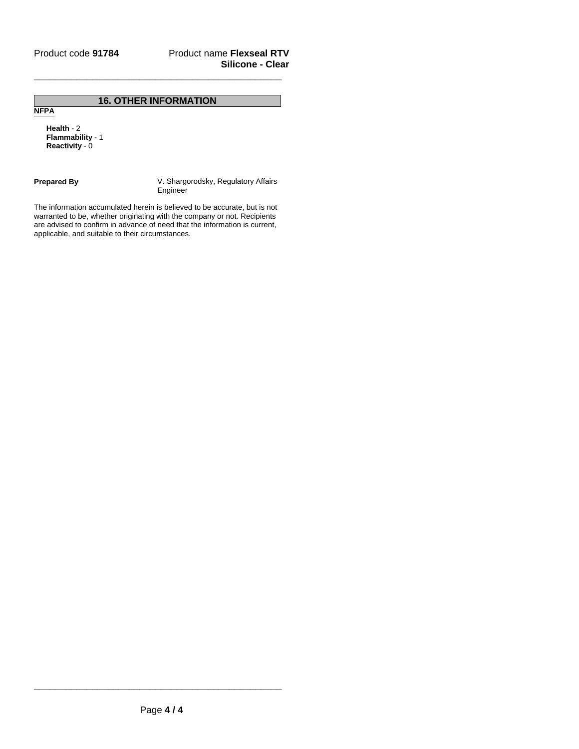## 16. OTHER INFORMATION

**NFPA**

- **Health** - 2
- **Flammability** - 1
- **Reactivity** - 0

**Prepared By** V. Shargorodsky, Regulatory Affairs Engineer

The information accumulated herein is believed to be accurate, but is not warranted to be, whether originating with the company or not. Recipients are advised to confirm in advance of need that the information is current, applicable, and suitable to their circumstances.